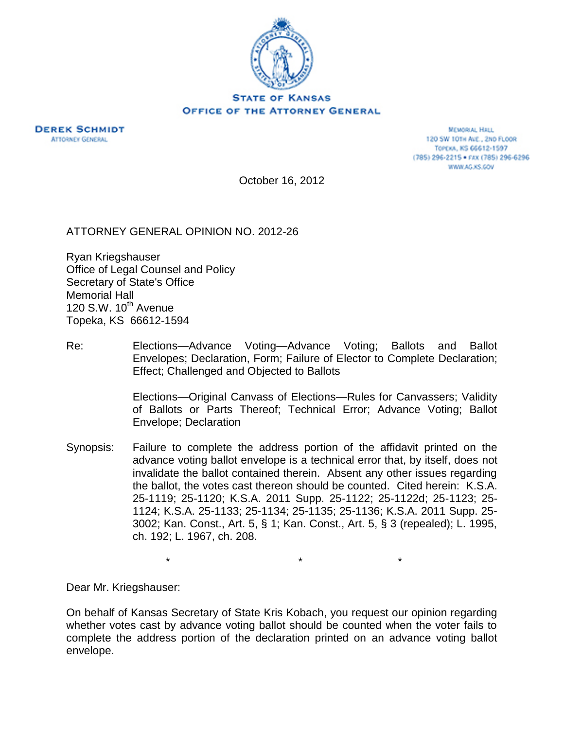**STATE OF KANSAS**
**OFFICE OF THE ATTORNEY GENERAL**

**DEREK SCHMIDT**
ATTORNEY GENERAL

MEMORIAL HALL
120 SW 10TH AVE., 2ND FLOOR
TOPEKA, KS 66612-1597
(785) 296-2215 • FAX (785) 296-6296
WWW.AG.KS.GOV

October 16, 2012

ATTORNEY GENERAL OPINION NO. 2012-26

Ryan Kriegshauser
Office of Legal Counsel and Policy
Secretary of State's Office
Memorial Hall
120 S.W. 10th Avenue
Topeka, KS 66612-1594

Re: Elections—Advance Voting—Advance Voting; Ballots and Ballot Envelopes; Declaration, Form; Failure of Elector to Complete Declaration; Effect; Challenged and Objected to Ballots

Elections—Original Canvass of Elections—Rules for Canvassers; Validity of Ballots or Parts Thereof; Technical Error; Advance Voting; Ballot Envelope; Declaration

Synopsis: Failure to complete the address portion of the affidavit printed on the advance voting ballot envelope is a technical error that, by itself, does not invalidate the ballot contained therein. Absent any other issues regarding the ballot, the votes cast thereon should be counted. Cited herein: K.S.A. 25-1119; 25-1120; K.S.A. 2011 Supp. 25-1122; 25-1122d; 25-1123; 25-1124; K.S.A. 25-1133; 25-1134; 25-1135; 25-1136; K.S.A. 2011 Supp. 25-3002; Kan. Const., Art. 5, § 1; Kan. Const., Art. 5, § 3 (repealed); L. 1995, ch. 192; L. 1967, ch. 208.

\*  \*  \*

Dear Mr. Kriegshauser:

On behalf of Kansas Secretary of State Kris Kobach, you request our opinion regarding whether votes cast by advance voting ballot should be counted when the voter fails to complete the address portion of the declaration printed on an advance voting ballot envelope.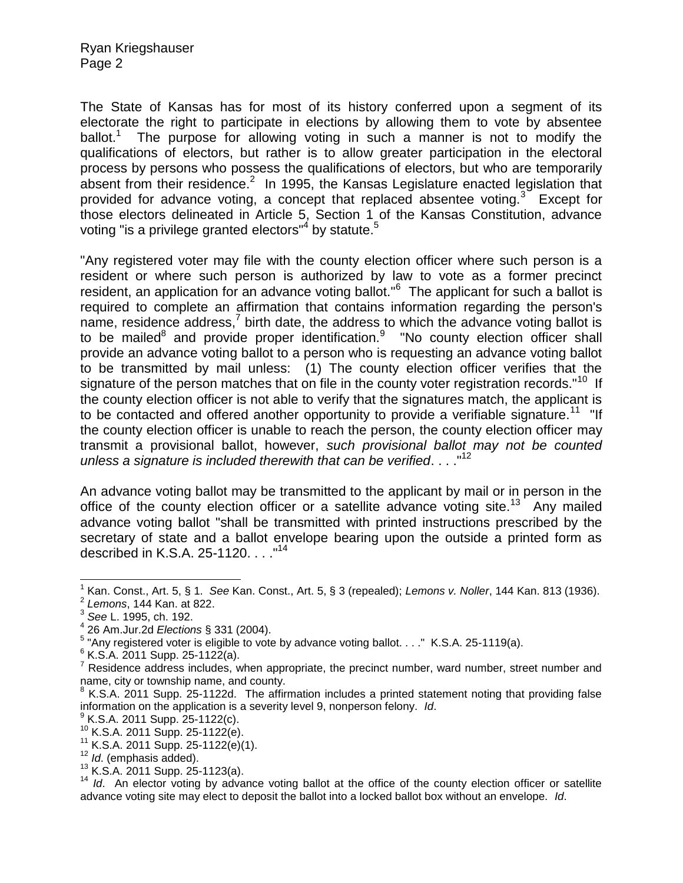The State of Kansas has for most of its history conferred upon a segment of its electorate the right to participate in elections by allowing them to vote by absentee ballot.[1] The purpose for allowing voting in such a manner is not to modify the qualifications of electors, but rather is to allow greater participation in the electoral process by persons who possess the qualifications of electors, but who are temporarily absent from their residence.[2] In 1995, the Kansas Legislature enacted legislation that provided for advance voting, a concept that replaced absentee voting.[3] Except for those electors delineated in Article 5, Section 1 of the Kansas Constitution, advance voting "is a privilege granted electors"[4] by statute.[5]

"Any registered voter may file with the county election officer where such person is a resident or where such person is authorized by law to vote as a former precinct resident, an application for an advance voting ballot."[6] The applicant for such a ballot is required to complete an affirmation that contains information regarding the person's name, residence address,[7] birth date, the address to which the advance voting ballot is to be mailed[8] and provide proper identification.[9] "No county election officer shall provide an advance voting ballot to a person who is requesting an advance voting ballot to be transmitted by mail unless: (1) The county election officer verifies that the signature of the person matches that on file in the county voter registration records."[10] If the county election officer is not able to verify that the signatures match, the applicant is to be contacted and offered another opportunity to provide a verifiable signature.[11] "If the county election officer is unable to reach the person, the county election officer may transmit a provisional ballot, however, *such provisional ballot may not be counted unless a signature is included therewith that can be verified*. . . ."[12]

An advance voting ballot may be transmitted to the applicant by mail or in person in the office of the county election officer or a satellite advance voting site.[13] Any mailed advance voting ballot "shall be transmitted with printed instructions prescribed by the secretary of state and a ballot envelope bearing upon the outside a printed form as described in K.S.A. 25-1120. . . ."[14]

---

[1] Kan. Const., Art. 5, § 1. *See* Kan. Const., Art. 5, § 3 (repealed); *Lemons v. Noller*, 144 Kan. 813 (1936).

[2] *Lemons*, 144 Kan. at 822.

[3] *See* L. 1995, ch. 192.

[4] 26 Am.Jur.2d *Elections* § 331 (2004).

[5] "Any registered voter is eligible to vote by advance voting ballot. . . ." K.S.A. 25-1119(a).

[6] K.S.A. 2011 Supp. 25-1122(a).

[7] Residence address includes, when appropriate, the precinct number, ward number, street number and name, city or township name, and county.

[8] K.S.A. 2011 Supp. 25-1122d. The affirmation includes a printed statement noting that providing false information on the application is a severity level 9, nonperson felony. *Id*.

[9] K.S.A. 2011 Supp. 25-1122(c).

[10] K.S.A. 2011 Supp. 25-1122(e).

[11] K.S.A. 2011 Supp. 25-1122(e)(1).

[12] *Id*. (emphasis added).

[13] K.S.A. 2011 Supp. 25-1123(a).

[14] *Id*. An elector voting by advance voting ballot at the office of the county election officer or satellite advance voting site may elect to deposit the ballot into a locked ballot box without an envelope. *Id*.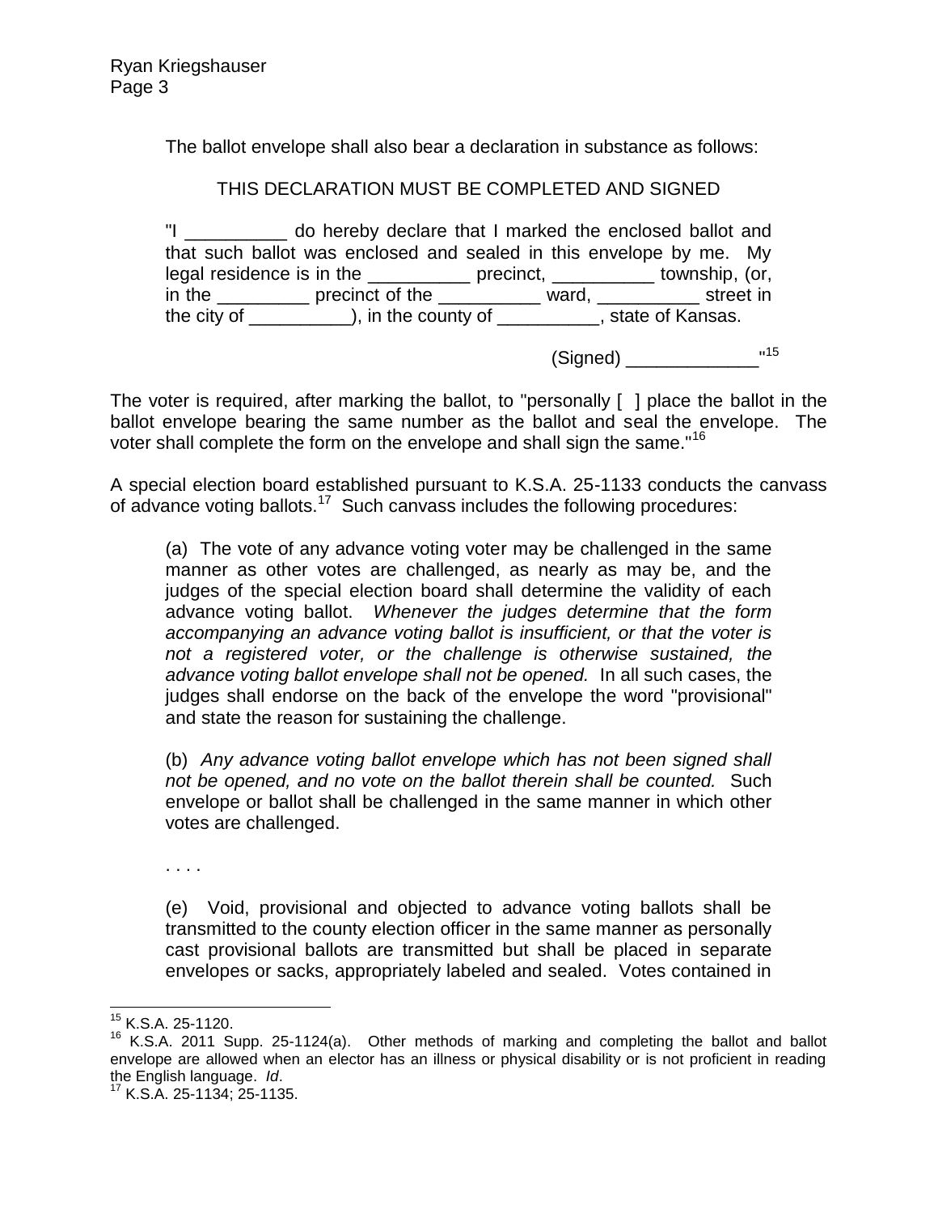The ballot envelope shall also bear a declaration in substance as follows:

> THIS DECLARATION MUST BE COMPLETED AND SIGNED
>
> "I __________ do hereby declare that I marked the enclosed ballot and that such ballot was enclosed and sealed in this envelope by me. My legal residence is in the __________ precinct, __________ township, (or, in the _________ precinct of the __________ ward, __________ street in the city of __________), in the county of __________, state of Kansas.
>
> (Signed) _____________"[15]

The voter is required, after marking the ballot, to "personally [ ] place the ballot in the ballot envelope bearing the same number as the ballot and seal the envelope. The voter shall complete the form on the envelope and shall sign the same."[16]

A special election board established pursuant to K.S.A. 25-1133 conducts the canvass of advance voting ballots.[17] Such canvass includes the following procedures:

> (a) The vote of any advance voting voter may be challenged in the same manner as other votes are challenged, as nearly as may be, and the judges of the special election board shall determine the validity of each advance voting ballot. *Whenever the judges determine that the form accompanying an advance voting ballot is insufficient, or that the voter is not a registered voter, or the challenge is otherwise sustained, the advance voting ballot envelope shall not be opened.* In all such cases, the judges shall endorse on the back of the envelope the word "provisional" and state the reason for sustaining the challenge.
>
> (b) *Any advance voting ballot envelope which has not been signed shall not be opened, and no vote on the ballot therein shall be counted.* Such envelope or ballot shall be challenged in the same manner in which other votes are challenged.
>
> . . . .
>
> (e) Void, provisional and objected to advance voting ballots shall be transmitted to the county election officer in the same manner as personally cast provisional ballots are transmitted but shall be placed in separate envelopes or sacks, appropriately labeled and sealed. Votes contained in

---

[15] K.S.A. 25-1120.

[16] K.S.A. 2011 Supp. 25-1124(a). Other methods of marking and completing the ballot and ballot envelope are allowed when an elector has an illness or physical disability or is not proficient in reading the English language. *Id*.

[17] K.S.A. 25-1134; 25-1135.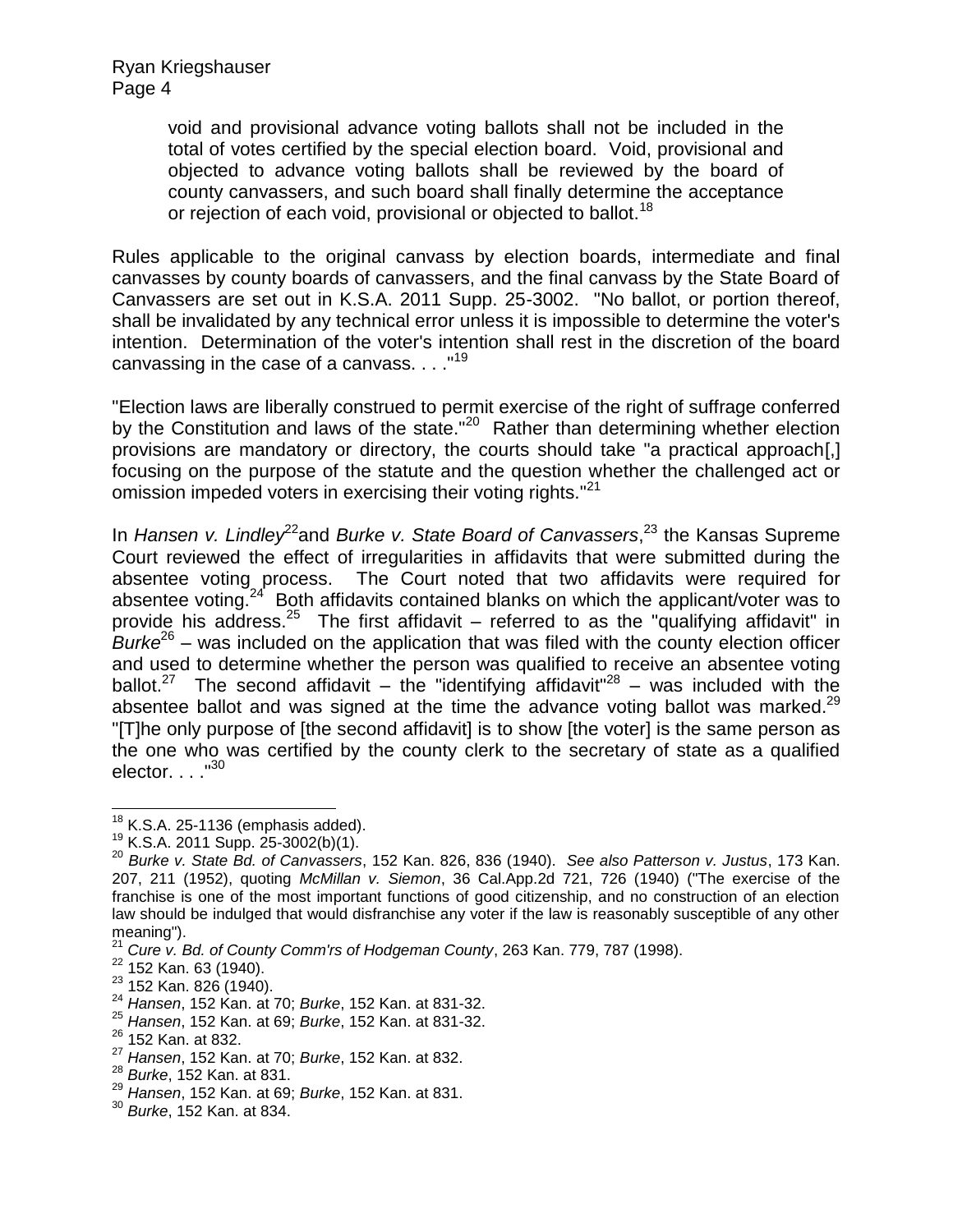> void and provisional advance voting ballots shall not be included in the total of votes certified by the special election board. Void, provisional and objected to advance voting ballots shall be reviewed by the board of county canvassers, and such board shall finally determine the acceptance or rejection of each void, provisional or objected to ballot.[18]

Rules applicable to the original canvass by election boards, intermediate and final canvasses by county boards of canvassers, and the final canvass by the State Board of Canvassers are set out in K.S.A. 2011 Supp. 25-3002. "No ballot, or portion thereof, shall be invalidated by any technical error unless it is impossible to determine the voter's intention. Determination of the voter's intention shall rest in the discretion of the board canvassing in the case of a canvass. . . ."[19]

"Election laws are liberally construed to permit exercise of the right of suffrage conferred by the Constitution and laws of the state."[20] Rather than determining whether election provisions are mandatory or directory, the courts should take "a practical approach[,] focusing on the purpose of the statute and the question whether the challenged act or omission impeded voters in exercising their voting rights."[21]

In *Hansen v. Lindley*[22] and *Burke v. State Board of Canvassers*,[23] the Kansas Supreme Court reviewed the effect of irregularities in affidavits that were submitted during the absentee voting process. The Court noted that two affidavits were required for absentee voting.[24] Both affidavits contained blanks on which the applicant/voter was to provide his address.[25] The first affidavit – referred to as the "qualifying affidavit" in *Burke*[26] – was included on the application that was filed with the county election officer and used to determine whether the person was qualified to receive an absentee voting ballot.[27] The second affidavit – the "identifying affidavit"[28] – was included with the absentee ballot and was signed at the time the advance voting ballot was marked.[29] "[T]he only purpose of [the second affidavit] is to show [the voter] is the same person as the one who was certified by the county clerk to the secretary of state as a qualified elector. . . ."[30]

---

[18] K.S.A. 25-1136 (emphasis added).

[19] K.S.A. 2011 Supp. 25-3002(b)(1).

[20] *Burke v. State Bd. of Canvassers*, 152 Kan. 826, 836 (1940). *See also Patterson v. Justus*, 173 Kan. 207, 211 (1952), quoting *McMillan v. Siemon*, 36 Cal.App.2d 721, 726 (1940) ("The exercise of the franchise is one of the most important functions of good citizenship, and no construction of an election law should be indulged that would disfranchise any voter if the law is reasonably susceptible of any other meaning").

[21] *Cure v. Bd. of County Comm'rs of Hodgeman County*, 263 Kan. 779, 787 (1998).

[22] 152 Kan. 63 (1940).

[23] 152 Kan. 826 (1940).

[24] *Hansen*, 152 Kan. at 70; *Burke*, 152 Kan. at 831-32.

[25] *Hansen*, 152 Kan. at 69; *Burke*, 152 Kan. at 831-32.

[26] 152 Kan. at 832.

[27] *Hansen*, 152 Kan. at 70; *Burke*, 152 Kan. at 832.

[28] *Burke*, 152 Kan. at 831.

[29] *Hansen*, 152 Kan. at 69; *Burke*, 152 Kan. at 831.

[30] *Burke*, 152 Kan. at 834.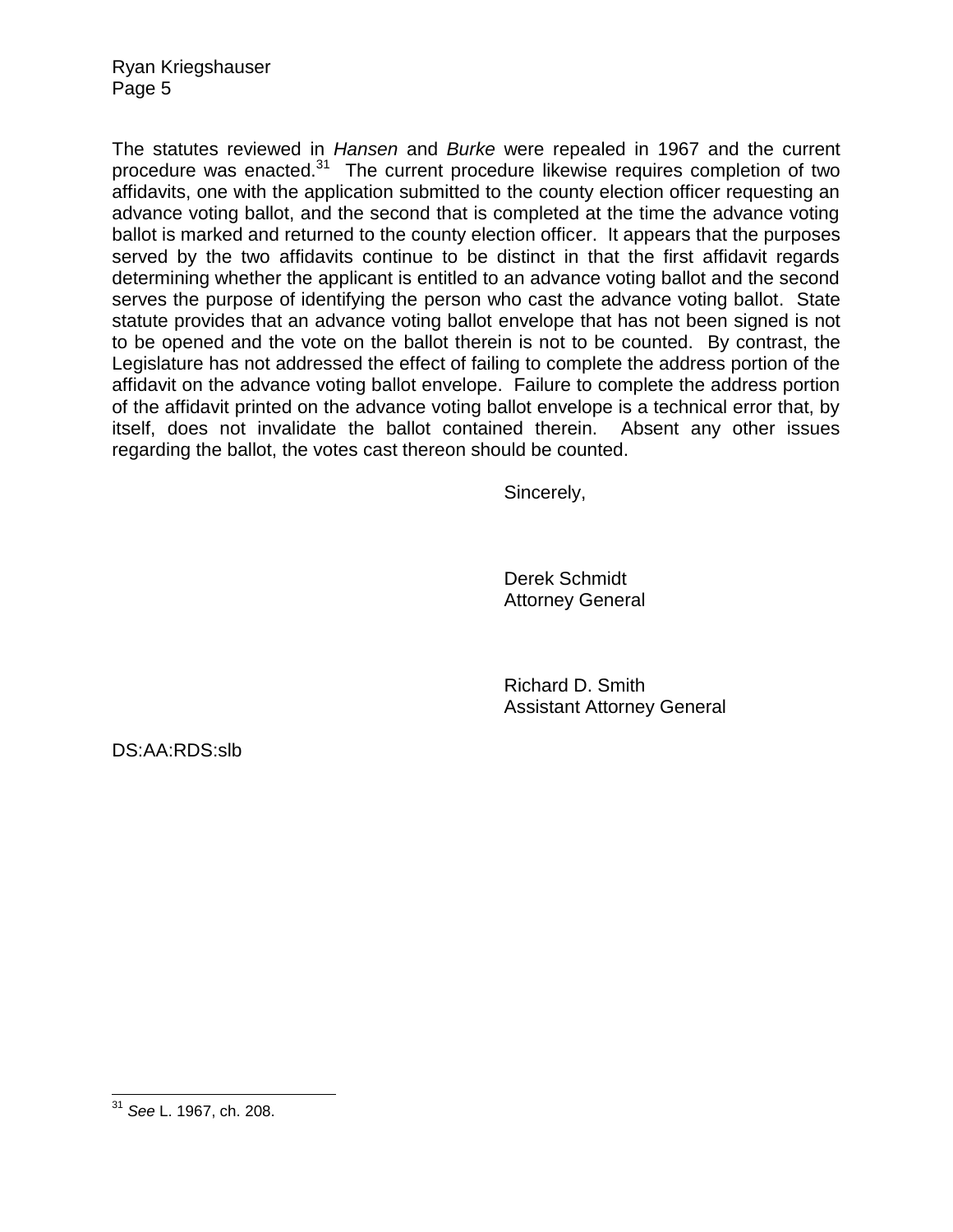The statutes reviewed in *Hansen* and *Burke* were repealed in 1967 and the current procedure was enacted.[31] The current procedure likewise requires completion of two affidavits, one with the application submitted to the county election officer requesting an advance voting ballot, and the second that is completed at the time the advance voting ballot is marked and returned to the county election officer. It appears that the purposes served by the two affidavits continue to be distinct in that the first affidavit regards determining whether the applicant is entitled to an advance voting ballot and the second serves the purpose of identifying the person who cast the advance voting ballot. State statute provides that an advance voting ballot envelope that has not been signed is not to be opened and the vote on the ballot therein is not to be counted. By contrast, the Legislature has not addressed the effect of failing to complete the address portion of the affidavit on the advance voting ballot envelope. Failure to complete the address portion of the affidavit printed on the advance voting ballot envelope is a technical error that, by itself, does not invalidate the ballot contained therein. Absent any other issues regarding the ballot, the votes cast thereon should be counted.

Sincerely,

Derek Schmidt
Attorney General

Richard D. Smith
Assistant Attorney General

DS:AA:RDS:slb

---

[31] *See* L. 1967, ch. 208.